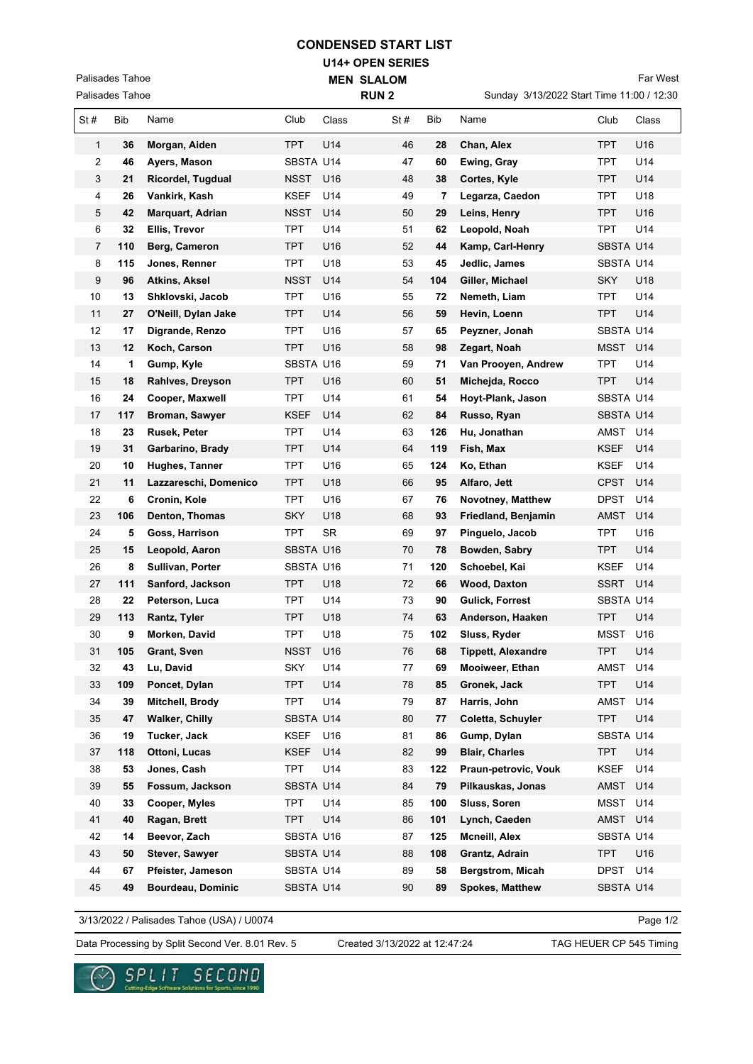# CONDENSED START LIST

## U14+ OPEN SERIES

## MEN SLALOM

## RUN 2

Palisades Tahoe
Palisades Tahoe

Far West
Sunday 3/13/2022 Start Time 11:00 / 12:30

| St # | Bib | Name | Club | Class | St # | Bib | Name | Club | Class |
|---|---|---|---|---|---|---|---|---|---|
| 1 | **36** | **Morgan, Aiden** | TPT | U14 | 46 | **28** | **Chan, Alex** | TPT | U16 |
| 2 | **46** | **Ayers, Mason** | SBSTA | U14 | 47 | **60** | **Ewing, Gray** | TPT | U14 |
| 3 | **21** | **Ricordel, Tugdual** | NSST | U16 | 48 | **38** | **Cortes, Kyle** | TPT | U14 |
| 4 | **26** | **Vankirk, Kash** | KSEF | U14 | 49 | **7** | **Legarza, Caedon** | TPT | U18 |
| 5 | **42** | **Marquart, Adrian** | NSST | U14 | 50 | **29** | **Leins, Henry** | TPT | U16 |
| 6 | **32** | **Ellis, Trevor** | TPT | U14 | 51 | **62** | **Leopold, Noah** | TPT | U14 |
| 7 | **110** | **Berg, Cameron** | TPT | U16 | 52 | **44** | **Kamp, Carl-Henry** | SBSTA | U14 |
| 8 | **115** | **Jones, Renner** | TPT | U18 | 53 | **45** | **Jedlic, James** | SBSTA | U14 |
| 9 | **96** | **Atkins, Aksel** | NSST | U14 | 54 | **104** | **Giller, Michael** | SKY | U18 |
| 10 | **13** | **Shklovski, Jacob** | TPT | U16 | 55 | **72** | **Nemeth, Liam** | TPT | U14 |
| 11 | **27** | **O'Neill, Dylan Jake** | TPT | U14 | 56 | **59** | **Hevin, Loenn** | TPT | U14 |
| 12 | **17** | **Digrande, Renzo** | TPT | U16 | 57 | **65** | **Peyzner, Jonah** | SBSTA | U14 |
| 13 | **12** | **Koch, Carson** | TPT | U16 | 58 | **98** | **Zegart, Noah** | MSST | U14 |
| 14 | **1** | **Gump, Kyle** | SBSTA | U16 | 59 | **71** | **Van Prooyen, Andrew** | TPT | U14 |
| 15 | **18** | **Rahlves, Dreyson** | TPT | U16 | 60 | **51** | **Michejda, Rocco** | TPT | U14 |
| 16 | **24** | **Cooper, Maxwell** | TPT | U14 | 61 | **54** | **Hoyt-Plank, Jason** | SBSTA | U14 |
| 17 | **117** | **Broman, Sawyer** | KSEF | U14 | 62 | **84** | **Russo, Ryan** | SBSTA | U14 |
| 18 | **23** | **Rusek, Peter** | TPT | U14 | 63 | **126** | **Hu, Jonathan** | AMST | U14 |
| 19 | **31** | **Garbarino, Brady** | TPT | U14 | 64 | **119** | **Fish, Max** | KSEF | U14 |
| 20 | **10** | **Hughes, Tanner** | TPT | U16 | 65 | **124** | **Ko, Ethan** | KSEF | U14 |
| 21 | **11** | **Lazzareschi, Domenico** | TPT | U18 | 66 | **95** | **Alfaro, Jett** | CPST | U14 |
| 22 | **6** | **Cronin, Kole** | TPT | U16 | 67 | **76** | **Novotney, Matthew** | DPST | U14 |
| 23 | **106** | **Denton, Thomas** | SKY | U18 | 68 | **93** | **Friedland, Benjamin** | AMST | U14 |
| 24 | **5** | **Goss, Harrison** | TPT | SR | 69 | **97** | **Pinguelo, Jacob** | TPT | U16 |
| 25 | **15** | **Leopold, Aaron** | SBSTA | U16 | 70 | **78** | **Bowden, Sabry** | TPT | U14 |
| 26 | **8** | **Sullivan, Porter** | SBSTA | U16 | 71 | **120** | **Schoebel, Kai** | KSEF | U14 |
| 27 | **111** | **Sanford, Jackson** | TPT | U18 | 72 | **66** | **Wood, Daxton** | SSRT | U14 |
| 28 | **22** | **Peterson, Luca** | TPT | U14 | 73 | **90** | **Gulick, Forrest** | SBSTA | U14 |
| 29 | **113** | **Rantz, Tyler** | TPT | U18 | 74 | **63** | **Anderson, Haaken** | TPT | U14 |
| 30 | **9** | **Morken, David** | TPT | U18 | 75 | **102** | **Sluss, Ryder** | MSST | U16 |
| 31 | **105** | **Grant, Sven** | NSST | U16 | 76 | **68** | **Tippett, Alexandre** | TPT | U14 |
| 32 | **43** | **Lu, David** | SKY | U14 | 77 | **69** | **Mooiweer, Ethan** | AMST | U14 |
| 33 | **109** | **Poncet, Dylan** | TPT | U14 | 78 | **85** | **Gronek, Jack** | TPT | U14 |
| 34 | **39** | **Mitchell, Brody** | TPT | U14 | 79 | **87** | **Harris, John** | AMST | U14 |
| 35 | **47** | **Walker, Chilly** | SBSTA | U14 | 80 | **77** | **Coletta, Schuyler** | TPT | U14 |
| 36 | **19** | **Tucker, Jack** | KSEF | U16 | 81 | **86** | **Gump, Dylan** | SBSTA | U14 |
| 37 | **118** | **Ottoni, Lucas** | KSEF | U14 | 82 | **99** | **Blair, Charles** | TPT | U14 |
| 38 | **53** | **Jones, Cash** | TPT | U14 | 83 | **122** | **Praun-petrovic, Vouk** | KSEF | U14 |
| 39 | **55** | **Fossum, Jackson** | SBSTA | U14 | 84 | **79** | **Pilkauskas, Jonas** | AMST | U14 |
| 40 | **33** | **Cooper, Myles** | TPT | U14 | 85 | **100** | **Sluss, Soren** | MSST | U14 |
| 41 | **40** | **Ragan, Brett** | TPT | U14 | 86 | **101** | **Lynch, Caeden** | AMST | U14 |
| 42 | **14** | **Beevor, Zach** | SBSTA | U16 | 87 | **125** | **Mcneill, Alex** | SBSTA | U14 |
| 43 | **50** | **Stever, Sawyer** | SBSTA | U14 | 88 | **108** | **Grantz, Adrain** | TPT | U16 |
| 44 | **67** | **Pfeister, Jameson** | SBSTA | U14 | 89 | **58** | **Bergstrom, Micah** | DPST | U14 |
| 45 | **49** | **Bourdeau, Dominic** | SBSTA | U14 | 90 | **89** | **Spokes, Matthew** | SBSTA | U14 |

3/13/2022 / Palisades Tahoe (USA) / U0074

Data Processing by Split Second Ver. 8.01 Rev. 5 — Created 3/13/2022 at 12:47:24 — TAG HEUER CP 545 Timing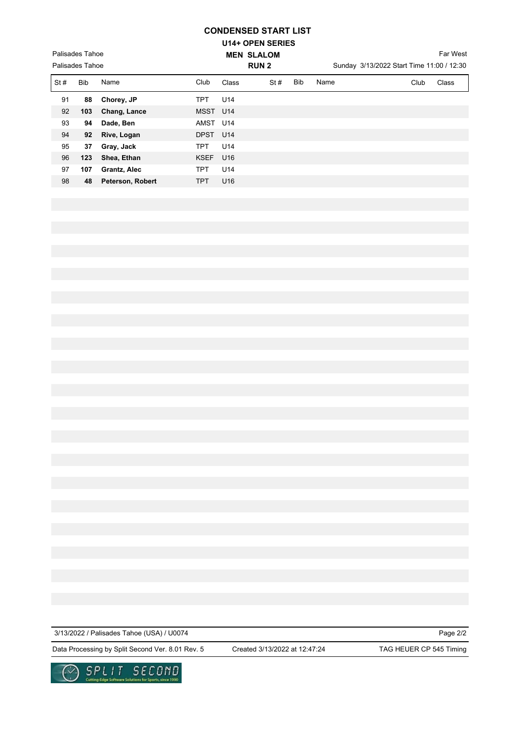# CONDENSED START LIST

**U14+ OPEN SERIES**

**MEN SLALOM**

**RUN 2**

Palisades Tahoe
Palisades Tahoe

Far West
Sunday 3/13/2022 Start Time 11:00 / 12:30

| St # | Bib | Name | Club | Class | St # | Bib | Name | Club | Class |
|---|---|---|---|---|---|---|---|---|---|
| 91 | **88** | **Chorey, JP** | TPT | U14 | | | | | |
| 92 | **103** | **Chang, Lance** | MSST | U14 | | | | | |
| 93 | **94** | **Dade, Ben** | AMST | U14 | | | | | |
| 94 | **92** | **Rive, Logan** | DPST | U14 | | | | | |
| 95 | **37** | **Gray, Jack** | TPT | U14 | | | | | |
| 96 | **123** | **Shea, Ethan** | KSEF | U16 | | | | | |
| 97 | **107** | **Grantz, Alec** | TPT | U14 | | | | | |
| 98 | **48** | **Peterson, Robert** | TPT | U16 | | | | | |

3/13/2022 / Palisades Tahoe (USA) / U0074

Data Processing by Split Second Ver. 8.01 Rev. 5 — Created 3/13/2022 at 12:47:24 — TAG HEUER CP 545 Timing